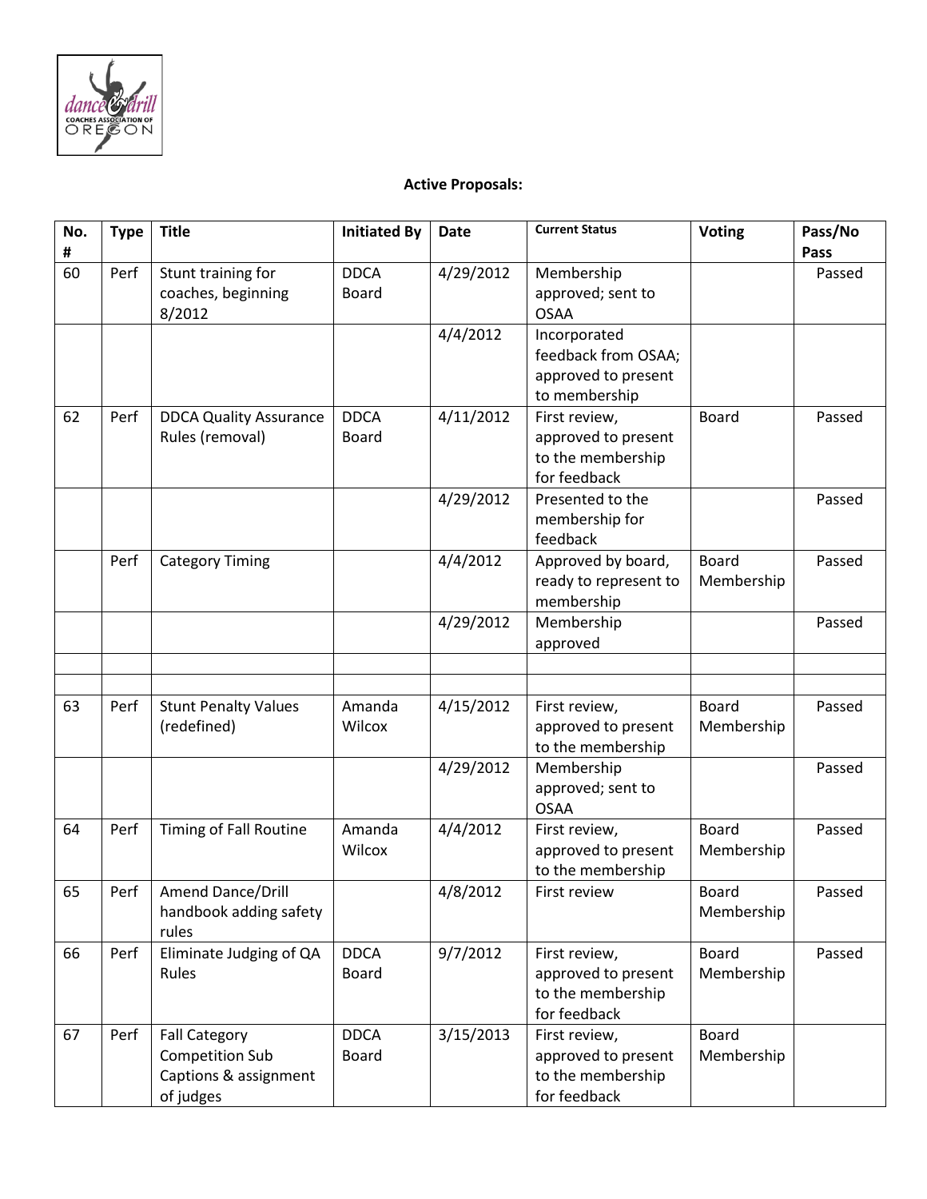**Active Proposals:**

| No. # | Type | Title | Initiated By | Date | Current Status | Voting | Pass/No Pass |
|---|---|---|---|---|---|---|---|
| 60 | Perf | Stunt training for coaches, beginning 8/2012 | DDCA Board | 4/29/2012 | Membership approved; sent to OSAA | | Passed |
| | | | | 4/4/2012 | Incorporated feedback from OSAA; approved to present to membership | | |
| 62 | Perf | DDCA Quality Assurance Rules (removal) | DDCA Board | 4/11/2012 | First review, approved to present to the membership for feedback | Board | Passed |
| | | | | 4/29/2012 | Presented to the membership for feedback | | Passed |
| | Perf | Category Timing | | 4/4/2012 | Approved by board, ready to represent to membership | Board Membership | Passed |
| | | | | 4/29/2012 | Membership approved | | Passed |
| | | | | | | | |
| | | | | | | | |
| 63 | Perf | Stunt Penalty Values (redefined) | Amanda Wilcox | 4/15/2012 | First review, approved to present to the membership | Board Membership | Passed |
| | | | | 4/29/2012 | Membership approved; sent to OSAA | | Passed |
| 64 | Perf | Timing of Fall Routine | Amanda Wilcox | 4/4/2012 | First review, approved to present to the membership | Board Membership | Passed |
| 65 | Perf | Amend Dance/Drill handbook adding safety rules | | 4/8/2012 | First review | Board Membership | Passed |
| 66 | Perf | Eliminate Judging of QA Rules | DDCA Board | 9/7/2012 | First review, approved to present to the membership for feedback | Board Membership | Passed |
| 67 | Perf | Fall Category Competition Sub Captions & assignment of judges | DDCA Board | 3/15/2013 | First review, approved to present to the membership for feedback | Board Membership | |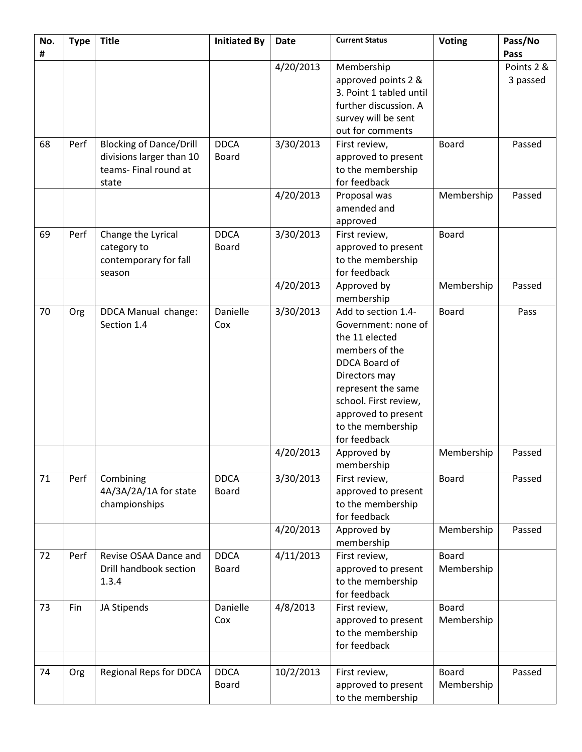| No. # | Type | Title | Initiated By | Date | Current Status | Voting | Pass/No Pass |
|---|---|---|---|---|---|---|---|
| | | | | 4/20/2013 | Membership approved points 2 & 3. Point 1 tabled until further discussion. A survey will be sent out for comments | | Points 2 & 3 passed |
| 68 | Perf | Blocking of Dance/Drill divisions larger than 10 teams- Final round at state | DDCA Board | 3/30/2013 | First review, approved to present to the membership for feedback | Board | Passed |
| | | | | 4/20/2013 | Proposal was amended and approved | Membership | Passed |
| 69 | Perf | Change the Lyrical category to contemporary for fall season | DDCA Board | 3/30/2013 | First review, approved to present to the membership for feedback | Board | |
| | | | | 4/20/2013 | Approved by membership | Membership | Passed |
| 70 | Org | DDCA Manual change: Section 1.4 | Danielle Cox | 3/30/2013 | Add to section 1.4- Government: none of the 11 elected members of the DDCA Board of Directors may represent the same school. First review, approved to present to the membership for feedback | Board | Pass |
| | | | | 4/20/2013 | Approved by membership | Membership | Passed |
| 71 | Perf | Combining 4A/3A/2A/1A for state championships | DDCA Board | 3/30/2013 | First review, approved to present to the membership for feedback | Board | Passed |
| | | | | 4/20/2013 | Approved by membership | Membership | Passed |
| 72 | Perf | Revise OSAA Dance and Drill handbook section 1.3.4 | DDCA Board | 4/11/2013 | First review, approved to present to the membership for feedback | Board Membership | |
| 73 | Fin | JA Stipends | Danielle Cox | 4/8/2013 | First review, approved to present to the membership for feedback | Board Membership | |
| | | | | | | | |
| 74 | Org | Regional Reps for DDCA | DDCA Board | 10/2/2013 | First review, approved to present to the membership | Board Membership | Passed |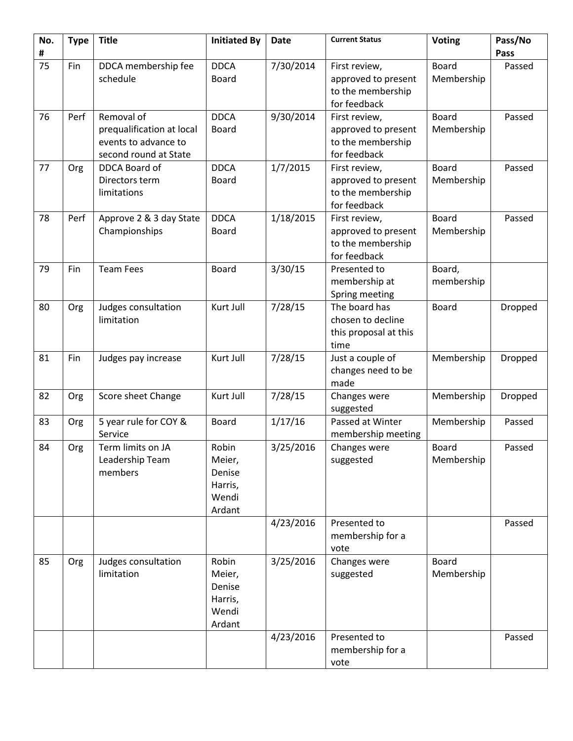| No. # | Type | Title | Initiated By | Date | Current Status | Voting | Pass/No Pass |
|---|---|---|---|---|---|---|---|
| 75 | Fin | DDCA membership fee schedule | DDCA Board | 7/30/2014 | First review, approved to present to the membership for feedback | Board Membership | Passed |
| 76 | Perf | Removal of prequalification at local events to advance to second round at State | DDCA Board | 9/30/2014 | First review, approved to present to the membership for feedback | Board Membership | Passed |
| 77 | Org | DDCA Board of Directors term limitations | DDCA Board | 1/7/2015 | First review, approved to present to the membership for feedback | Board Membership | Passed |
| 78 | Perf | Approve 2 & 3 day State Championships | DDCA Board | 1/18/2015 | First review, approved to present to the membership for feedback | Board Membership | Passed |
| 79 | Fin | Team Fees | Board | 3/30/15 | Presented to membership at Spring meeting | Board, membership | |
| 80 | Org | Judges consultation limitation | Kurt Jull | 7/28/15 | The board has chosen to decline this proposal at this time | Board | Dropped |
| 81 | Fin | Judges pay increase | Kurt Jull | 7/28/15 | Just a couple of changes need to be made | Membership | Dropped |
| 82 | Org | Score sheet Change | Kurt Jull | 7/28/15 | Changes were suggested | Membership | Dropped |
| 83 | Org | 5 year rule for COY & Service | Board | 1/17/16 | Passed at Winter membership meeting | Membership | Passed |
| 84 | Org | Term limits on JA Leadership Team members | Robin Meier, Denise Harris, Wendi Ardant | 3/25/2016 | Changes were suggested | Board Membership | Passed |
| | | | | 4/23/2016 | Presented to membership for a vote | | Passed |
| 85 | Org | Judges consultation limitation | Robin Meier, Denise Harris, Wendi Ardant | 3/25/2016 | Changes were suggested | Board Membership | |
| | | | | 4/23/2016 | Presented to membership for a vote | | Passed |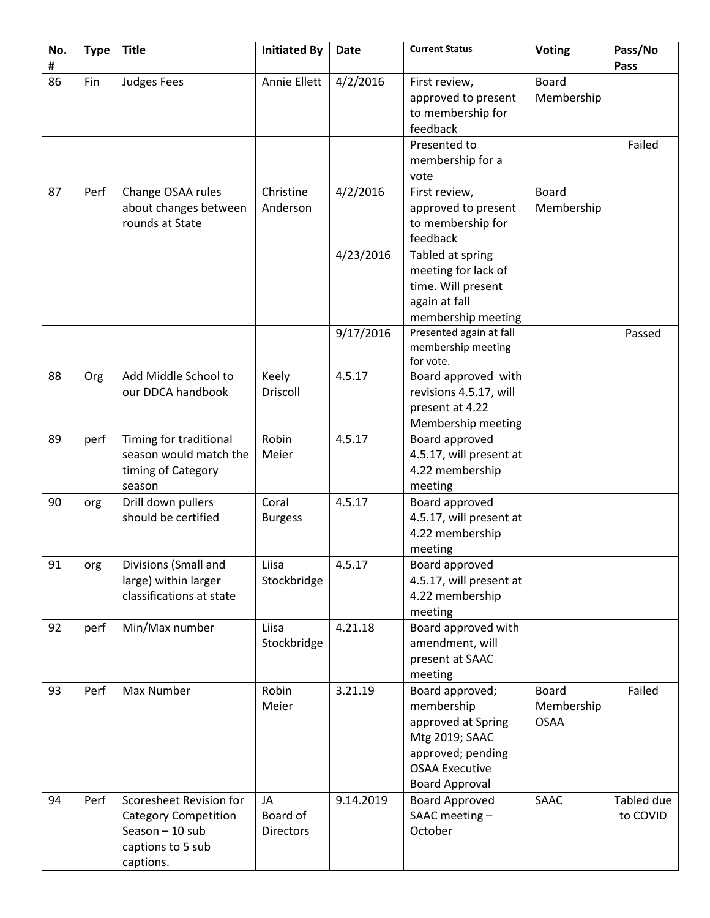| No. # | Type | Title | Initiated By | Date | Current Status | Voting | Pass/No Pass |
|---|---|---|---|---|---|---|---|
| 86 | Fin | Judges Fees | Annie Ellett | 4/2/2016 | First review, approved to present to membership for feedback | Board Membership | |
| | | | | | Presented to membership for a vote | | Failed |
| 87 | Perf | Change OSAA rules about changes between rounds at State | Christine Anderson | 4/2/2016 | First review, approved to present to membership for feedback | Board Membership | |
| | | | | 4/23/2016 | Tabled at spring meeting for lack of time. Will present again at fall membership meeting | | |
| | | | | 9/17/2016 | Presented again at fall membership meeting for vote. | | Passed |
| 88 | Org | Add Middle School to our DDCA handbook | Keely Driscoll | 4.5.17 | Board approved with revisions 4.5.17, will present at 4.22 Membership meeting | | |
| 89 | perf | Timing for traditional season would match the timing of Category season | Robin Meier | 4.5.17 | Board approved 4.5.17, will present at 4.22 membership meeting | | |
| 90 | org | Drill down pullers should be certified | Coral Burgess | 4.5.17 | Board approved 4.5.17, will present at 4.22 membership meeting | | |
| 91 | org | Divisions (Small and large) within larger classifications at state | Liisa Stockbridge | 4.5.17 | Board approved 4.5.17, will present at 4.22 membership meeting | | |
| 92 | perf | Min/Max number | Liisa Stockbridge | 4.21.18 | Board approved with amendment, will present at SAAC meeting | | |
| 93 | Perf | Max Number | Robin Meier | 3.21.19 | Board approved; membership approved at Spring Mtg 2019; SAAC approved; pending OSAA Executive Board Approval | Board Membership OSAA | Failed |
| 94 | Perf | Scoresheet Revision for Category Competition Season – 10 sub captions to 5 sub captions. | JA Board of Directors | 9.14.2019 | Board Approved SAAC meeting – October | SAAC | Tabled due to COVID |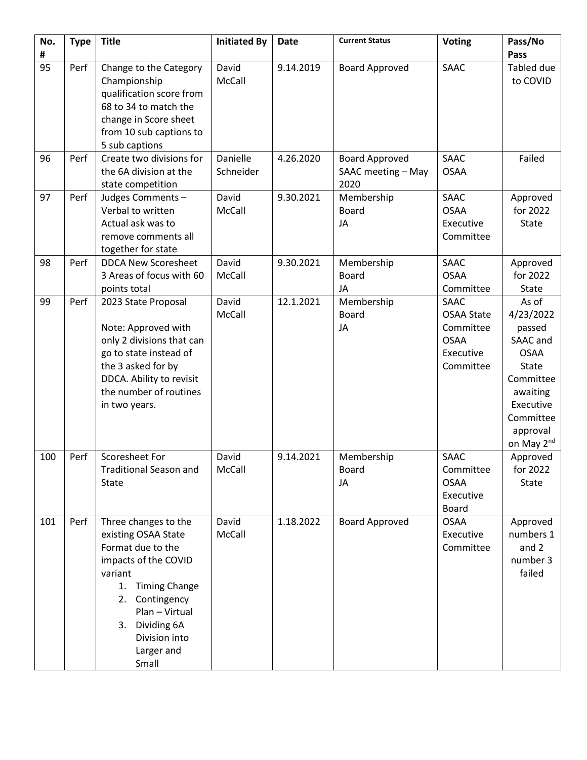| No. # | Type | Title | Initiated By | Date | Current Status | Voting | Pass/No Pass |
|---|---|---|---|---|---|---|---|
| 95 | Perf | Change to the Category Championship qualification score from 68 to 34 to match the change in Score sheet from 10 sub captions to 5 sub captions | David McCall | 9.14.2019 | Board Approved | SAAC | Tabled due to COVID |
| 96 | Perf | Create two divisions for the 6A division at the state competition | Danielle Schneider | 4.26.2020 | Board Approved SAAC meeting – May 2020 | SAAC OSAA | Failed |
| 97 | Perf | Judges Comments – Verbal to written Actual ask was to remove comments all together for state | David McCall | 9.30.2021 | Membership Board JA | SAAC OSAA Executive Committee | Approved for 2022 State |
| 98 | Perf | DDCA New Scoresheet 3 Areas of focus with 60 points total | David McCall | 9.30.2021 | Membership Board JA | SAAC OSAA Committee | Approved for 2022 State |
| 99 | Perf | 2023 State Proposal<br><br>Note: Approved with only 2 divisions that can go to state instead of the 3 asked for by DDCA. Ability to revisit the number of routines in two years. | David McCall | 12.1.2021 | Membership Board JA | SAAC OSAA State Committee OSAA Executive Committee | As of 4/23/2022 passed SAAC and OSAA State Committee awaiting Executive Committee approval on May 2nd |
| 100 | Perf | Scoresheet For Traditional Season and State | David McCall | 9.14.2021 | Membership Board JA | SAAC Committee OSAA Executive Board | Approved for 2022 State |
| 101 | Perf | Three changes to the existing OSAA State Format due to the impacts of the COVID variant<br>1. Timing Change<br>2. Contingency Plan – Virtual<br>3. Dividing 6A Division into Larger and Small | David McCall | 1.18.2022 | Board Approved | OSAA Executive Committee | Approved numbers 1 and 2 number 3 failed |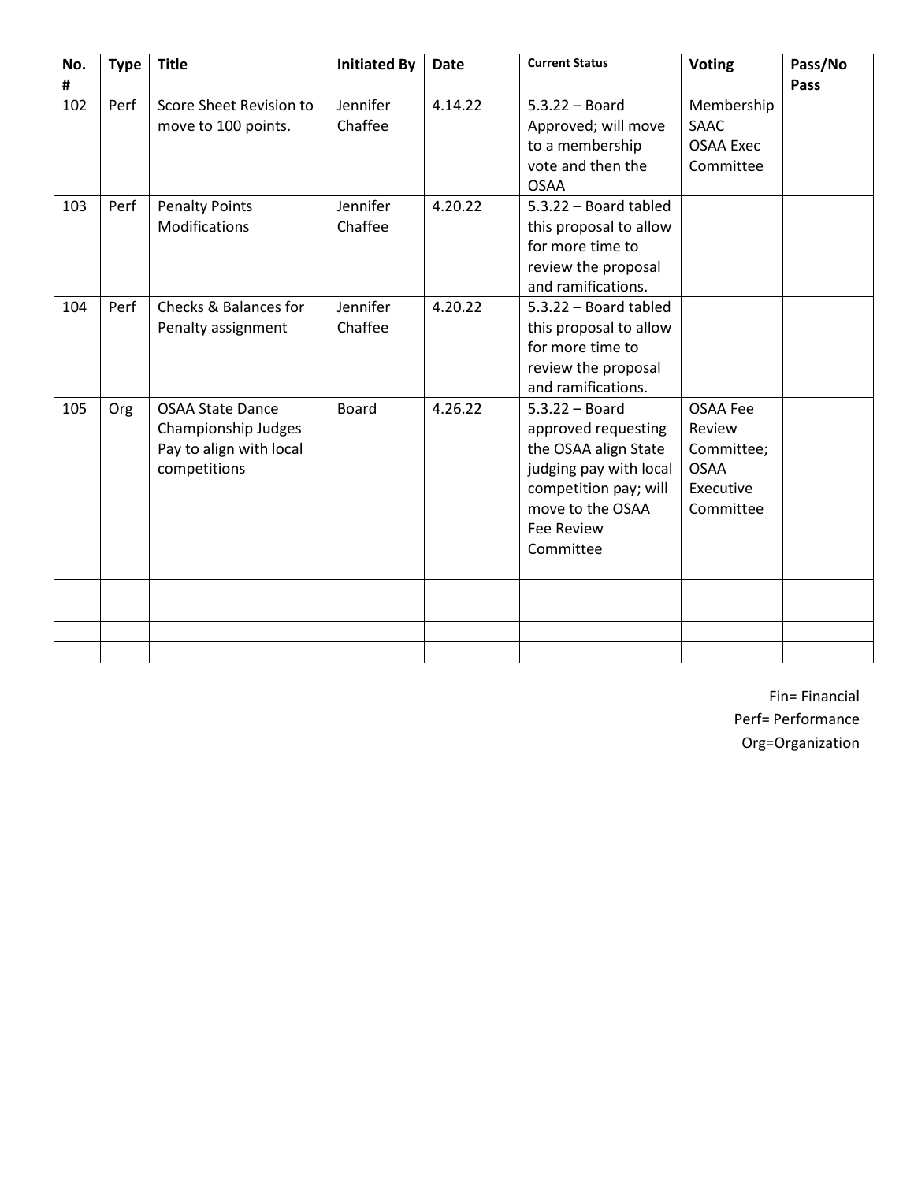| No. # | Type | Title | Initiated By | Date | Current Status | Voting | Pass/No Pass |
|---|---|---|---|---|---|---|---|
| 102 | Perf | Score Sheet Revision to move to 100 points. | Jennifer Chaffee | 4.14.22 | 5.3.22 – Board Approved; will move to a membership vote and then the OSAA | Membership SAAC OSAA Exec Committee | |
| 103 | Perf | Penalty Points Modifications | Jennifer Chaffee | 4.20.22 | 5.3.22 – Board tabled this proposal to allow for more time to review the proposal and ramifications. | | |
| 104 | Perf | Checks & Balances for Penalty assignment | Jennifer Chaffee | 4.20.22 | 5.3.22 – Board tabled this proposal to allow for more time to review the proposal and ramifications. | | |
| 105 | Org | OSAA State Dance Championship Judges Pay to align with local competitions | Board | 4.26.22 | 5.3.22 – Board approved requesting the OSAA align State judging pay with local competition pay; will move to the OSAA Fee Review Committee | OSAA Fee Review Committee; OSAA Executive Committee | |
| | | | | | | | |
| | | | | | | | |
| | | | | | | | |
| | | | | | | | |
| | | | | | | | |

Fin= Financial
Perf= Performance
Org=Organization